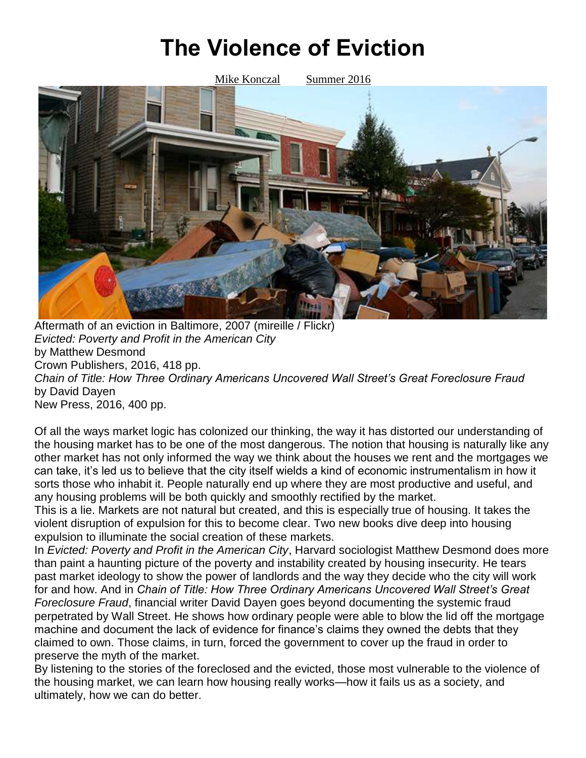# The Violence of Eviction

Mike Konczal    Summer 2016

Aftermath of an eviction in Baltimore, 2007 (mireille / Flickr)

*Evicted: Poverty and Profit in the American City*
by Matthew Desmond
Crown Publishers, 2016, 418 pp.

*Chain of Title: How Three Ordinary Americans Uncovered Wall Street's Great Foreclosure Fraud*
by David Dayen
New Press, 2016, 400 pp.

Of all the ways market logic has colonized our thinking, the way it has distorted our understanding of the housing market has to be one of the most dangerous. The notion that housing is naturally like any other market has not only informed the way we think about the houses we rent and the mortgages we can take, it's led us to believe that the city itself wields a kind of economic instrumentalism in how it sorts those who inhabit it. People naturally end up where they are most productive and useful, and any housing problems will be both quickly and smoothly rectified by the market.

This is a lie. Markets are not natural but created, and this is especially true of housing. It takes the violent disruption of expulsion for this to become clear. Two new books dive deep into housing expulsion to illuminate the social creation of these markets.

In *Evicted: Poverty and Profit in the American City*, Harvard sociologist Matthew Desmond does more than paint a haunting picture of the poverty and instability created by housing insecurity. He tears past market ideology to show the power of landlords and the way they decide who the city will work for and how. And in *Chain of Title: How Three Ordinary Americans Uncovered Wall Street's Great Foreclosure Fraud*, financial writer David Dayen goes beyond documenting the systemic fraud perpetrated by Wall Street. He shows how ordinary people were able to blow the lid off the mortgage machine and document the lack of evidence for finance's claims they owned the debts that they claimed to own. Those claims, in turn, forced the government to cover up the fraud in order to preserve the myth of the market.

By listening to the stories of the foreclosed and the evicted, those most vulnerable to the violence of the housing market, we can learn how housing really works—how it fails us as a society, and ultimately, how we can do better.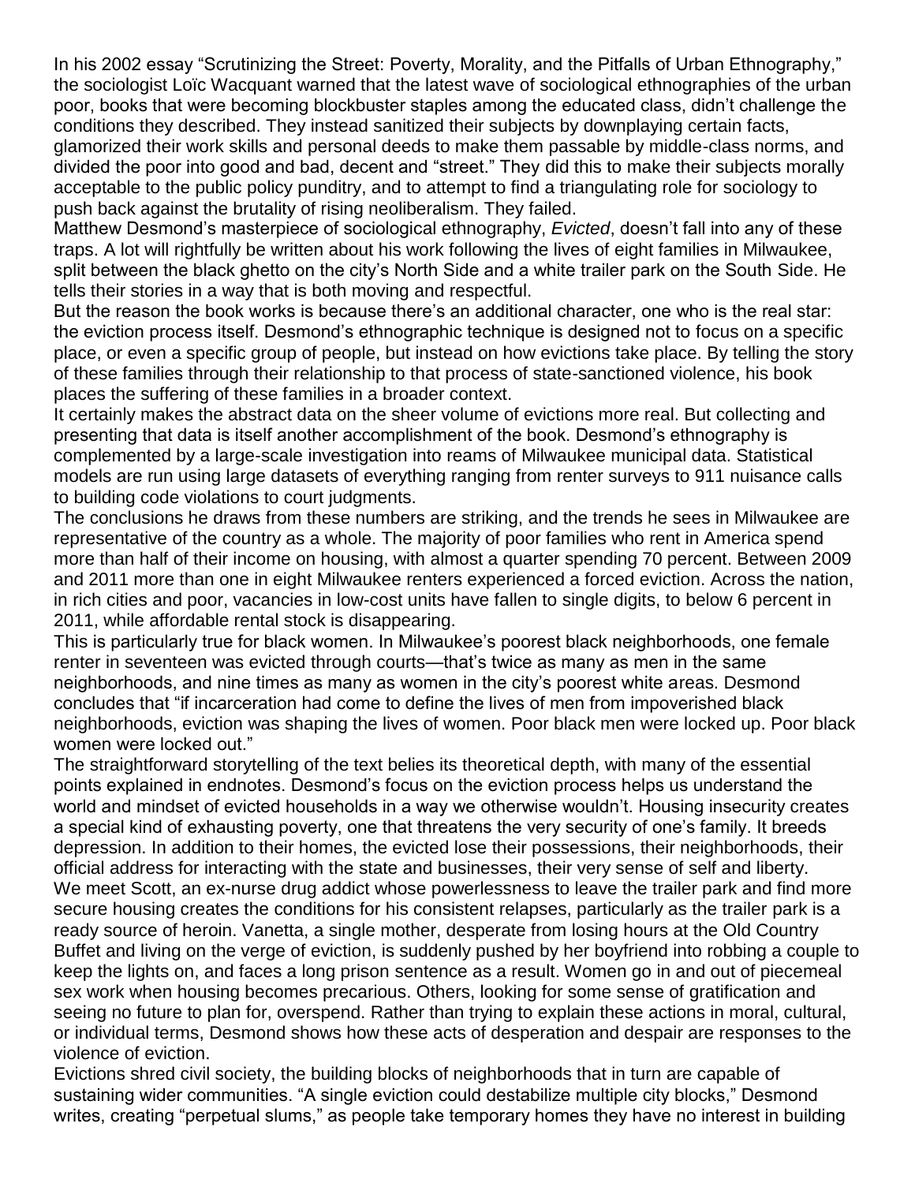In his 2002 essay "Scrutinizing the Street: Poverty, Morality, and the Pitfalls of Urban Ethnography," the sociologist Loïc Wacquant warned that the latest wave of sociological ethnographies of the urban poor, books that were becoming blockbuster staples among the educated class, didn't challenge the conditions they described. They instead sanitized their subjects by downplaying certain facts, glamorized their work skills and personal deeds to make them passable by middle-class norms, and divided the poor into good and bad, decent and "street." They did this to make their subjects morally acceptable to the public policy punditry, and to attempt to find a triangulating role for sociology to push back against the brutality of rising neoliberalism. They failed.

Matthew Desmond's masterpiece of sociological ethnography, *Evicted*, doesn't fall into any of these traps. A lot will rightfully be written about his work following the lives of eight families in Milwaukee, split between the black ghetto on the city's North Side and a white trailer park on the South Side. He tells their stories in a way that is both moving and respectful.

But the reason the book works is because there's an additional character, one who is the real star: the eviction process itself. Desmond's ethnographic technique is designed not to focus on a specific place, or even a specific group of people, but instead on how evictions take place. By telling the story of these families through their relationship to that process of state-sanctioned violence, his book places the suffering of these families in a broader context.

It certainly makes the abstract data on the sheer volume of evictions more real. But collecting and presenting that data is itself another accomplishment of the book. Desmond's ethnography is complemented by a large-scale investigation into reams of Milwaukee municipal data. Statistical models are run using large datasets of everything ranging from renter surveys to 911 nuisance calls to building code violations to court judgments.

The conclusions he draws from these numbers are striking, and the trends he sees in Milwaukee are representative of the country as a whole. The majority of poor families who rent in America spend more than half of their income on housing, with almost a quarter spending 70 percent. Between 2009 and 2011 more than one in eight Milwaukee renters experienced a forced eviction. Across the nation, in rich cities and poor, vacancies in low-cost units have fallen to single digits, to below 6 percent in 2011, while affordable rental stock is disappearing.

This is particularly true for black women. In Milwaukee's poorest black neighborhoods, one female renter in seventeen was evicted through courts—that's twice as many as men in the same neighborhoods, and nine times as many as women in the city's poorest white areas. Desmond concludes that "if incarceration had come to define the lives of men from impoverished black neighborhoods, eviction was shaping the lives of women. Poor black men were locked up. Poor black women were locked out."

The straightforward storytelling of the text belies its theoretical depth, with many of the essential points explained in endnotes. Desmond's focus on the eviction process helps us understand the world and mindset of evicted households in a way we otherwise wouldn't. Housing insecurity creates a special kind of exhausting poverty, one that threatens the very security of one's family. It breeds depression. In addition to their homes, the evicted lose their possessions, their neighborhoods, their official address for interacting with the state and businesses, their very sense of self and liberty.

We meet Scott, an ex-nurse drug addict whose powerlessness to leave the trailer park and find more secure housing creates the conditions for his consistent relapses, particularly as the trailer park is a ready source of heroin. Vanetta, a single mother, desperate from losing hours at the Old Country Buffet and living on the verge of eviction, is suddenly pushed by her boyfriend into robbing a couple to keep the lights on, and faces a long prison sentence as a result. Women go in and out of piecemeal sex work when housing becomes precarious. Others, looking for some sense of gratification and seeing no future to plan for, overspend. Rather than trying to explain these actions in moral, cultural, or individual terms, Desmond shows how these acts of desperation and despair are responses to the violence of eviction.

Evictions shred civil society, the building blocks of neighborhoods that in turn are capable of sustaining wider communities. "A single eviction could destabilize multiple city blocks," Desmond writes, creating "perpetual slums," as people take temporary homes they have no interest in building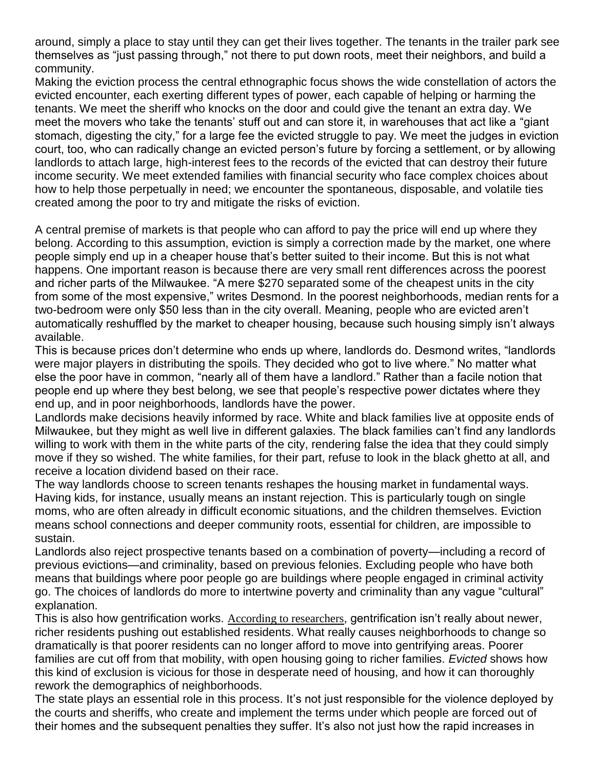around, simply a place to stay until they can get their lives together. The tenants in the trailer park see themselves as "just passing through," not there to put down roots, meet their neighbors, and build a community.

Making the eviction process the central ethnographic focus shows the wide constellation of actors the evicted encounter, each exerting different types of power, each capable of helping or harming the tenants. We meet the sheriff who knocks on the door and could give the tenant an extra day. We meet the movers who take the tenants' stuff out and can store it, in warehouses that act like a "giant stomach, digesting the city," for a large fee the evicted struggle to pay. We meet the judges in eviction court, too, who can radically change an evicted person's future by forcing a settlement, or by allowing landlords to attach large, high-interest fees to the records of the evicted that can destroy their future income security. We meet extended families with financial security who face complex choices about how to help those perpetually in need; we encounter the spontaneous, disposable, and volatile ties created among the poor to try and mitigate the risks of eviction.

A central premise of markets is that people who can afford to pay the price will end up where they belong. According to this assumption, eviction is simply a correction made by the market, one where people simply end up in a cheaper house that's better suited to their income. But this is not what happens. One important reason is because there are very small rent differences across the poorest and richer parts of the Milwaukee. "A mere $270 separated some of the cheapest units in the city from some of the most expensive," writes Desmond. In the poorest neighborhoods, median rents for a two-bedroom were only $50 less than in the city overall. Meaning, people who are evicted aren't automatically reshuffled by the market to cheaper housing, because such housing simply isn't always available.

This is because prices don't determine who ends up where, landlords do. Desmond writes, "landlords were major players in distributing the spoils. They decided who got to live where." No matter what else the poor have in common, "nearly all of them have a landlord." Rather than a facile notion that people end up where they best belong, we see that people's respective power dictates where they end up, and in poor neighborhoods, landlords have the power.

Landlords make decisions heavily informed by race. White and black families live at opposite ends of Milwaukee, but they might as well live in different galaxies. The black families can't find any landlords willing to work with them in the white parts of the city, rendering false the idea that they could simply move if they so wished. The white families, for their part, refuse to look in the black ghetto at all, and receive a location dividend based on their race.

The way landlords choose to screen tenants reshapes the housing market in fundamental ways. Having kids, for instance, usually means an instant rejection. This is particularly tough on single moms, who are often already in difficult economic situations, and the children themselves. Eviction means school connections and deeper community roots, essential for children, are impossible to sustain.

Landlords also reject prospective tenants based on a combination of poverty—including a record of previous evictions—and criminality, based on previous felonies. Excluding people who have both means that buildings where poor people go are buildings where people engaged in criminal activity go. The choices of landlords do more to intertwine poverty and criminality than any vague "cultural" explanation.

This is also how gentrification works. According to researchers, gentrification isn't really about newer, richer residents pushing out established residents. What really causes neighborhoods to change so dramatically is that poorer residents can no longer afford to move into gentrifying areas. Poorer families are cut off from that mobility, with open housing going to richer families. *Evicted* shows how this kind of exclusion is vicious for those in desperate need of housing, and how it can thoroughly rework the demographics of neighborhoods.

The state plays an essential role in this process. It's not just responsible for the violence deployed by the courts and sheriffs, who create and implement the terms under which people are forced out of their homes and the subsequent penalties they suffer. It's also not just how the rapid increases in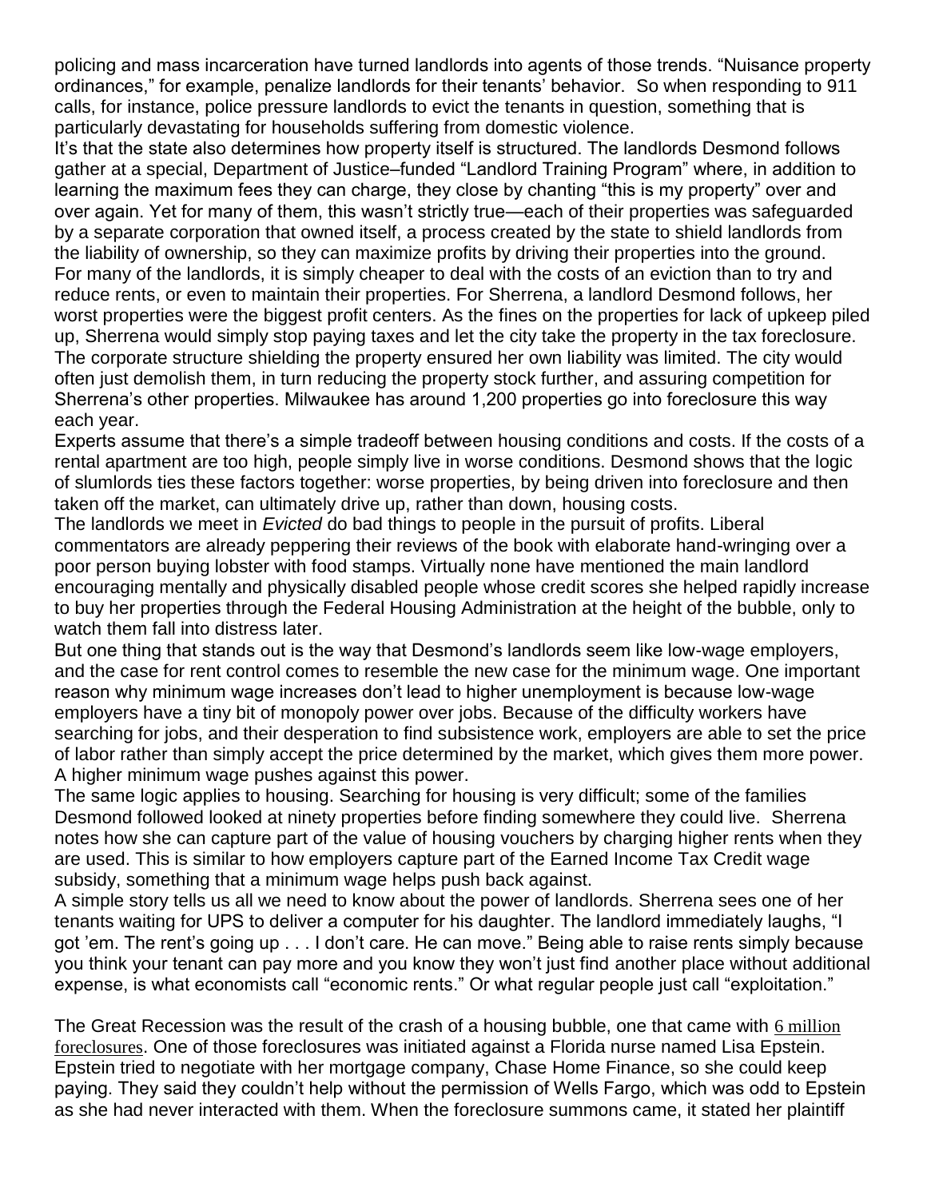policing and mass incarceration have turned landlords into agents of those trends. "Nuisance property ordinances," for example, penalize landlords for their tenants' behavior. So when responding to 911 calls, for instance, police pressure landlords to evict the tenants in question, something that is particularly devastating for households suffering from domestic violence.

It's that the state also determines how property itself is structured. The landlords Desmond follows gather at a special, Department of Justice–funded "Landlord Training Program" where, in addition to learning the maximum fees they can charge, they close by chanting "this is my property" over and over again. Yet for many of them, this wasn't strictly true—each of their properties was safeguarded by a separate corporation that owned itself, a process created by the state to shield landlords from the liability of ownership, so they can maximize profits by driving their properties into the ground. For many of the landlords, it is simply cheaper to deal with the costs of an eviction than to try and reduce rents, or even to maintain their properties. For Sherrena, a landlord Desmond follows, her worst properties were the biggest profit centers. As the fines on the properties for lack of upkeep piled up, Sherrena would simply stop paying taxes and let the city take the property in the tax foreclosure. The corporate structure shielding the property ensured her own liability was limited. The city would often just demolish them, in turn reducing the property stock further, and assuring competition for Sherrena's other properties. Milwaukee has around 1,200 properties go into foreclosure this way each year.

Experts assume that there's a simple tradeoff between housing conditions and costs. If the costs of a rental apartment are too high, people simply live in worse conditions. Desmond shows that the logic of slumlords ties these factors together: worse properties, by being driven into foreclosure and then taken off the market, can ultimately drive up, rather than down, housing costs.

The landlords we meet in *Evicted* do bad things to people in the pursuit of profits. Liberal commentators are already peppering their reviews of the book with elaborate hand-wringing over a poor person buying lobster with food stamps. Virtually none have mentioned the main landlord encouraging mentally and physically disabled people whose credit scores she helped rapidly increase to buy her properties through the Federal Housing Administration at the height of the bubble, only to watch them fall into distress later.

But one thing that stands out is the way that Desmond's landlords seem like low-wage employers, and the case for rent control comes to resemble the new case for the minimum wage. One important reason why minimum wage increases don't lead to higher unemployment is because low-wage employers have a tiny bit of monopoly power over jobs. Because of the difficulty workers have searching for jobs, and their desperation to find subsistence work, employers are able to set the price of labor rather than simply accept the price determined by the market, which gives them more power. A higher minimum wage pushes against this power.

The same logic applies to housing. Searching for housing is very difficult; some of the families Desmond followed looked at ninety properties before finding somewhere they could live. Sherrena notes how she can capture part of the value of housing vouchers by charging higher rents when they are used. This is similar to how employers capture part of the Earned Income Tax Credit wage subsidy, something that a minimum wage helps push back against.

A simple story tells us all we need to know about the power of landlords. Sherrena sees one of her tenants waiting for UPS to deliver a computer for his daughter. The landlord immediately laughs, "I got 'em. The rent's going up . . . I don't care. He can move." Being able to raise rents simply because you think your tenant can pay more and you know they won't just find another place without additional expense, is what economists call "economic rents." Or what regular people just call "exploitation."

The Great Recession was the result of the crash of a housing bubble, one that came with 6 million foreclosures. One of those foreclosures was initiated against a Florida nurse named Lisa Epstein. Epstein tried to negotiate with her mortgage company, Chase Home Finance, so she could keep paying. They said they couldn't help without the permission of Wells Fargo, which was odd to Epstein as she had never interacted with them. When the foreclosure summons came, it stated her plaintiff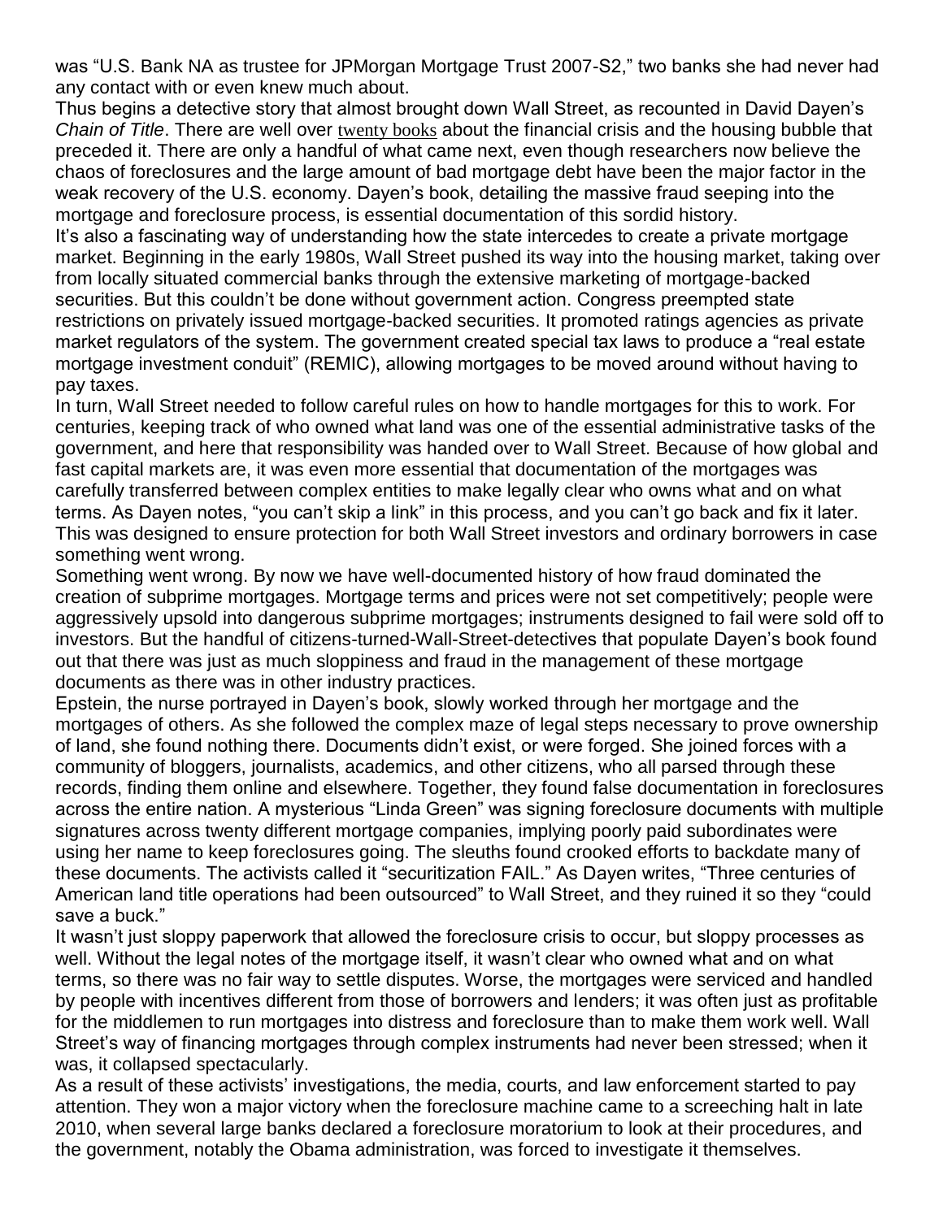was "U.S. Bank NA as trustee for JPMorgan Mortgage Trust 2007-S2," two banks she had never had any contact with or even knew much about.

Thus begins a detective story that almost brought down Wall Street, as recounted in David Dayen's *Chain of Title*. There are well over twenty books about the financial crisis and the housing bubble that preceded it. There are only a handful of what came next, even though researchers now believe the chaos of foreclosures and the large amount of bad mortgage debt have been the major factor in the weak recovery of the U.S. economy. Dayen's book, detailing the massive fraud seeping into the mortgage and foreclosure process, is essential documentation of this sordid history.

It's also a fascinating way of understanding how the state intercedes to create a private mortgage market. Beginning in the early 1980s, Wall Street pushed its way into the housing market, taking over from locally situated commercial banks through the extensive marketing of mortgage-backed securities. But this couldn't be done without government action. Congress preempted state restrictions on privately issued mortgage-backed securities. It promoted ratings agencies as private market regulators of the system. The government created special tax laws to produce a "real estate mortgage investment conduit" (REMIC), allowing mortgages to be moved around without having to pay taxes.

In turn, Wall Street needed to follow careful rules on how to handle mortgages for this to work. For centuries, keeping track of who owned what land was one of the essential administrative tasks of the government, and here that responsibility was handed over to Wall Street. Because of how global and fast capital markets are, it was even more essential that documentation of the mortgages was carefully transferred between complex entities to make legally clear who owns what and on what terms. As Dayen notes, "you can't skip a link" in this process, and you can't go back and fix it later. This was designed to ensure protection for both Wall Street investors and ordinary borrowers in case something went wrong.

Something went wrong. By now we have well-documented history of how fraud dominated the creation of subprime mortgages. Mortgage terms and prices were not set competitively; people were aggressively upsold into dangerous subprime mortgages; instruments designed to fail were sold off to investors. But the handful of citizens-turned-Wall-Street-detectives that populate Dayen's book found out that there was just as much sloppiness and fraud in the management of these mortgage documents as there was in other industry practices.

Epstein, the nurse portrayed in Dayen's book, slowly worked through her mortgage and the mortgages of others. As she followed the complex maze of legal steps necessary to prove ownership of land, she found nothing there. Documents didn't exist, or were forged. She joined forces with a community of bloggers, journalists, academics, and other citizens, who all parsed through these records, finding them online and elsewhere. Together, they found false documentation in foreclosures across the entire nation. A mysterious "Linda Green" was signing foreclosure documents with multiple signatures across twenty different mortgage companies, implying poorly paid subordinates were using her name to keep foreclosures going. The sleuths found crooked efforts to backdate many of these documents. The activists called it "securitization FAIL." As Dayen writes, "Three centuries of American land title operations had been outsourced" to Wall Street, and they ruined it so they "could save a buck."

It wasn't just sloppy paperwork that allowed the foreclosure crisis to occur, but sloppy processes as well. Without the legal notes of the mortgage itself, it wasn't clear who owned what and on what terms, so there was no fair way to settle disputes. Worse, the mortgages were serviced and handled by people with incentives different from those of borrowers and lenders; it was often just as profitable for the middlemen to run mortgages into distress and foreclosure than to make them work well. Wall Street's way of financing mortgages through complex instruments had never been stressed; when it was, it collapsed spectacularly.

As a result of these activists' investigations, the media, courts, and law enforcement started to pay attention. They won a major victory when the foreclosure machine came to a screeching halt in late 2010, when several large banks declared a foreclosure moratorium to look at their procedures, and the government, notably the Obama administration, was forced to investigate it themselves.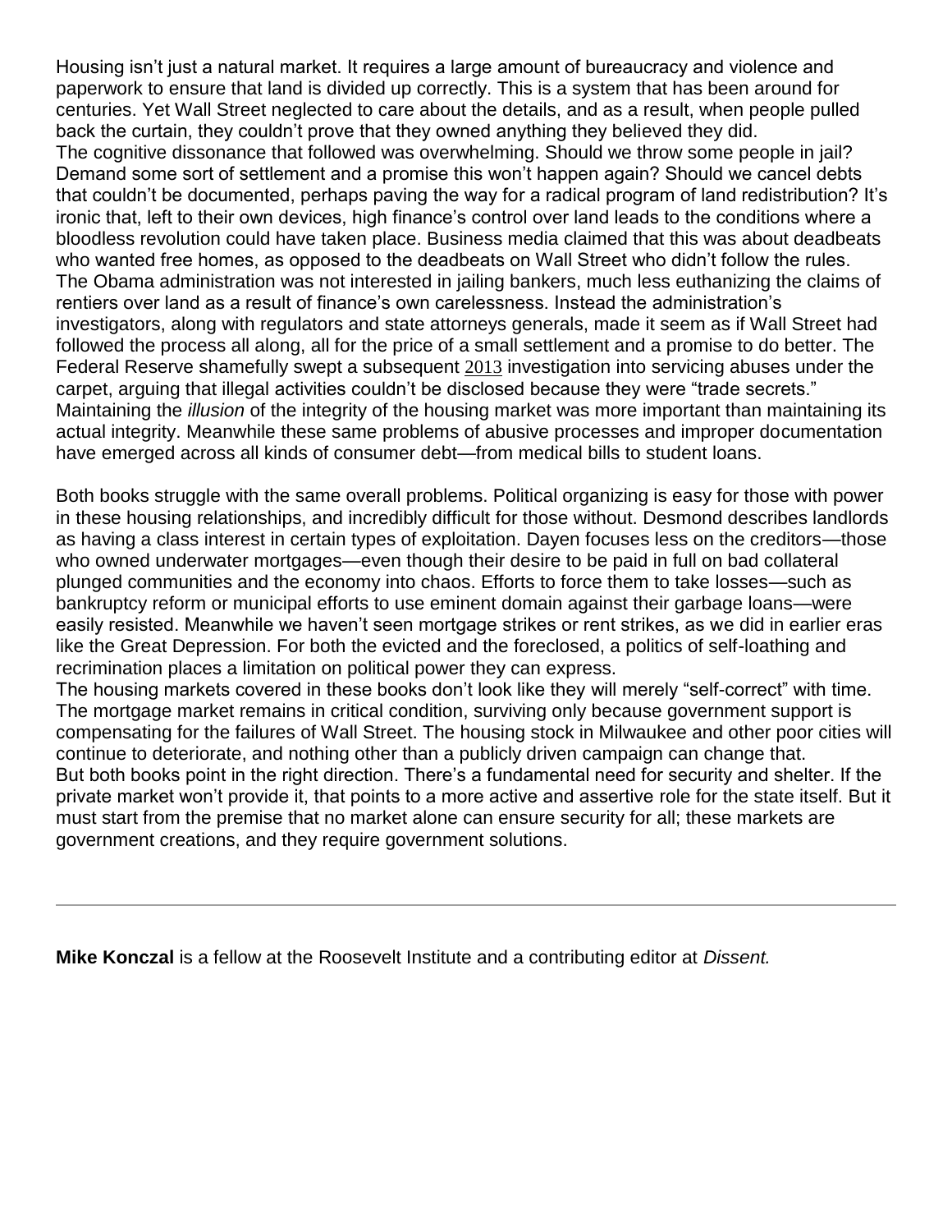Housing isn't just a natural market. It requires a large amount of bureaucracy and violence and paperwork to ensure that land is divided up correctly. This is a system that has been around for centuries. Yet Wall Street neglected to care about the details, and as a result, when people pulled back the curtain, they couldn't prove that they owned anything they believed they did.

The cognitive dissonance that followed was overwhelming. Should we throw some people in jail? Demand some sort of settlement and a promise this won't happen again? Should we cancel debts that couldn't be documented, perhaps paving the way for a radical program of land redistribution? It's ironic that, left to their own devices, high finance's control over land leads to the conditions where a bloodless revolution could have taken place. Business media claimed that this was about deadbeats who wanted free homes, as opposed to the deadbeats on Wall Street who didn't follow the rules.

The Obama administration was not interested in jailing bankers, much less euthanizing the claims of rentiers over land as a result of finance's own carelessness. Instead the administration's investigators, along with regulators and state attorneys generals, made it seem as if Wall Street had followed the process all along, all for the price of a small settlement and a promise to do better. The Federal Reserve shamefully swept a subsequent 2013 investigation into servicing abuses under the carpet, arguing that illegal activities couldn't be disclosed because they were "trade secrets." Maintaining the *illusion* of the integrity of the housing market was more important than maintaining its actual integrity. Meanwhile these same problems of abusive processes and improper documentation have emerged across all kinds of consumer debt—from medical bills to student loans.

Both books struggle with the same overall problems. Political organizing is easy for those with power in these housing relationships, and incredibly difficult for those without. Desmond describes landlords as having a class interest in certain types of exploitation. Dayen focuses less on the creditors—those who owned underwater mortgages—even though their desire to be paid in full on bad collateral plunged communities and the economy into chaos. Efforts to force them to take losses—such as bankruptcy reform or municipal efforts to use eminent domain against their garbage loans—were easily resisted. Meanwhile we haven't seen mortgage strikes or rent strikes, as we did in earlier eras like the Great Depression. For both the evicted and the foreclosed, a politics of self-loathing and recrimination places a limitation on political power they can express.

The housing markets covered in these books don't look like they will merely "self-correct" with time. The mortgage market remains in critical condition, surviving only because government support is compensating for the failures of Wall Street. The housing stock in Milwaukee and other poor cities will continue to deteriorate, and nothing other than a publicly driven campaign can change that.

But both books point in the right direction. There's a fundamental need for security and shelter. If the private market won't provide it, that points to a more active and assertive role for the state itself. But it must start from the premise that no market alone can ensure security for all; these markets are government creations, and they require government solutions.

---

**Mike Konczal** is a fellow at the Roosevelt Institute and a contributing editor at *Dissent.*